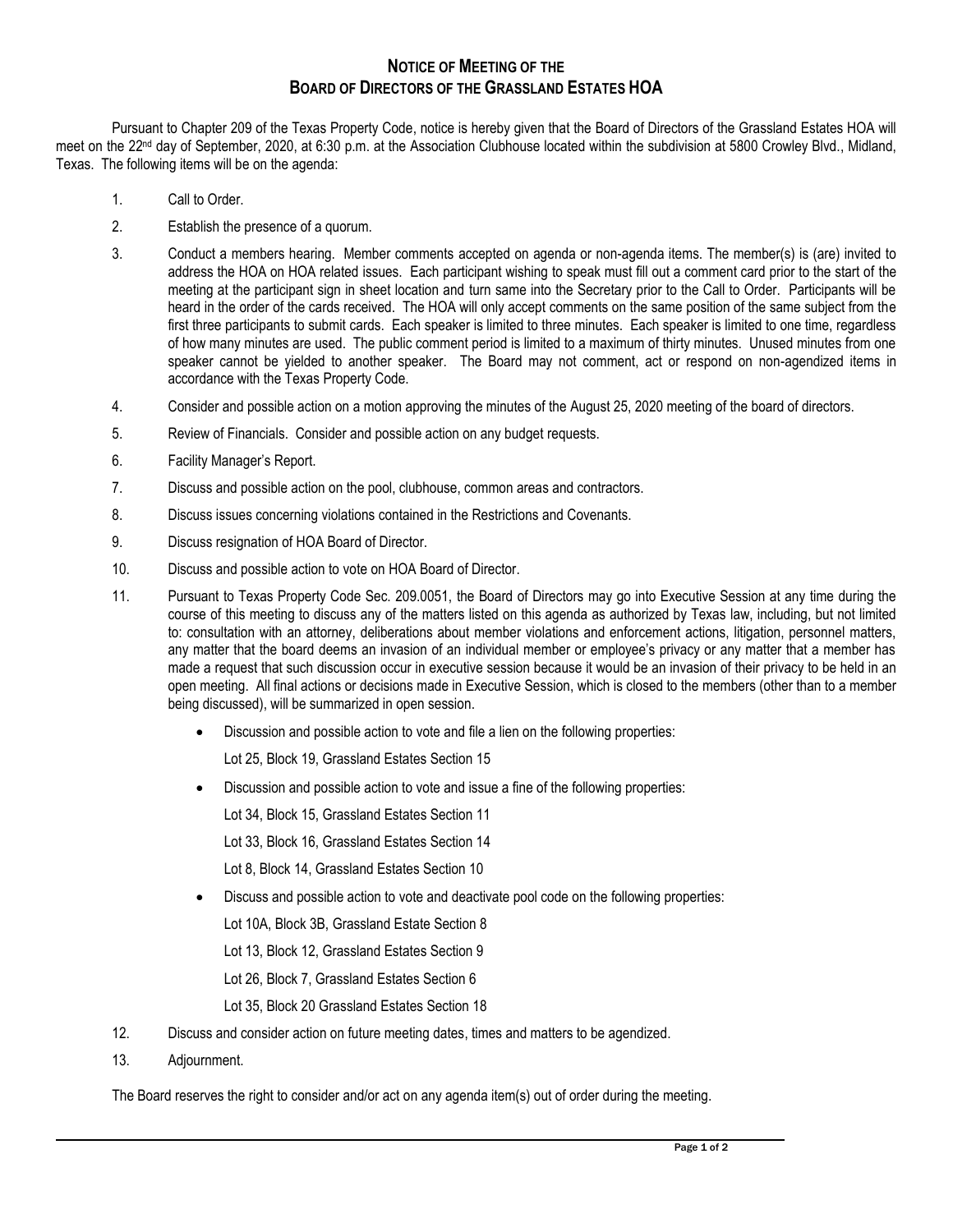## NOTICE OF MEETING OF THE
## BOARD OF DIRECTORS OF THE GRASSLAND ESTATES HOA

Pursuant to Chapter 209 of the Texas Property Code, notice is hereby given that the Board of Directors of the Grassland Estates HOA will meet on the 22nd day of September, 2020, at 6:30 p.m. at the Association Clubhouse located within the subdivision at 5800 Crowley Blvd., Midland, Texas. The following items will be on the agenda:

1. Call to Order.
2. Establish the presence of a quorum.
3. Conduct a members hearing. Member comments accepted on agenda or non-agenda items. The member(s) is (are) invited to address the HOA on HOA related issues. Each participant wishing to speak must fill out a comment card prior to the start of the meeting at the participant sign in sheet location and turn same into the Secretary prior to the Call to Order. Participants will be heard in the order of the cards received. The HOA will only accept comments on the same position of the same subject from the first three participants to submit cards. Each speaker is limited to three minutes. Each speaker is limited to one time, regardless of how many minutes are used. The public comment period is limited to a maximum of thirty minutes. Unused minutes from one speaker cannot be yielded to another speaker. The Board may not comment, act or respond on non-agendized items in accordance with the Texas Property Code.
4. Consider and possible action on a motion approving the minutes of the August 25, 2020 meeting of the board of directors.
5. Review of Financials. Consider and possible action on any budget requests.
6. Facility Manager's Report.
7. Discuss and possible action on the pool, clubhouse, common areas and contractors.
8. Discuss issues concerning violations contained in the Restrictions and Covenants.
9. Discuss resignation of HOA Board of Director.
10. Discuss and possible action to vote on HOA Board of Director.
11. Pursuant to Texas Property Code Sec. 209.0051, the Board of Directors may go into Executive Session at any time during the course of this meeting to discuss any of the matters listed on this agenda as authorized by Texas law, including, but not limited to: consultation with an attorney, deliberations about member violations and enforcement actions, litigation, personnel matters, any matter that the board deems an invasion of an individual member or employee's privacy or any matter that a member has made a request that such discussion occur in executive session because it would be an invasion of their privacy to be held in an open meeting. All final actions or decisions made in Executive Session, which is closed to the members (other than to a member being discussed), will be summarized in open session.
    - Discussion and possible action to vote and file a lien on the following properties:

      Lot 25, Block 19, Grassland Estates Section 15
    - Discussion and possible action to vote and issue a fine of the following properties:

      Lot 34, Block 15, Grassland Estates Section 11

      Lot 33, Block 16, Grassland Estates Section 14

      Lot 8, Block 14, Grassland Estates Section 10
    - Discuss and possible action to vote and deactivate pool code on the following properties:

      Lot 10A, Block 3B, Grassland Estate Section 8

      Lot 13, Block 12, Grassland Estates Section 9

      Lot 26, Block 7, Grassland Estates Section 6

      Lot 35, Block 20 Grassland Estates Section 18
12. Discuss and consider action on future meeting dates, times and matters to be agendized.
13. Adjournment.

The Board reserves the right to consider and/or act on any agenda item(s) out of order during the meeting.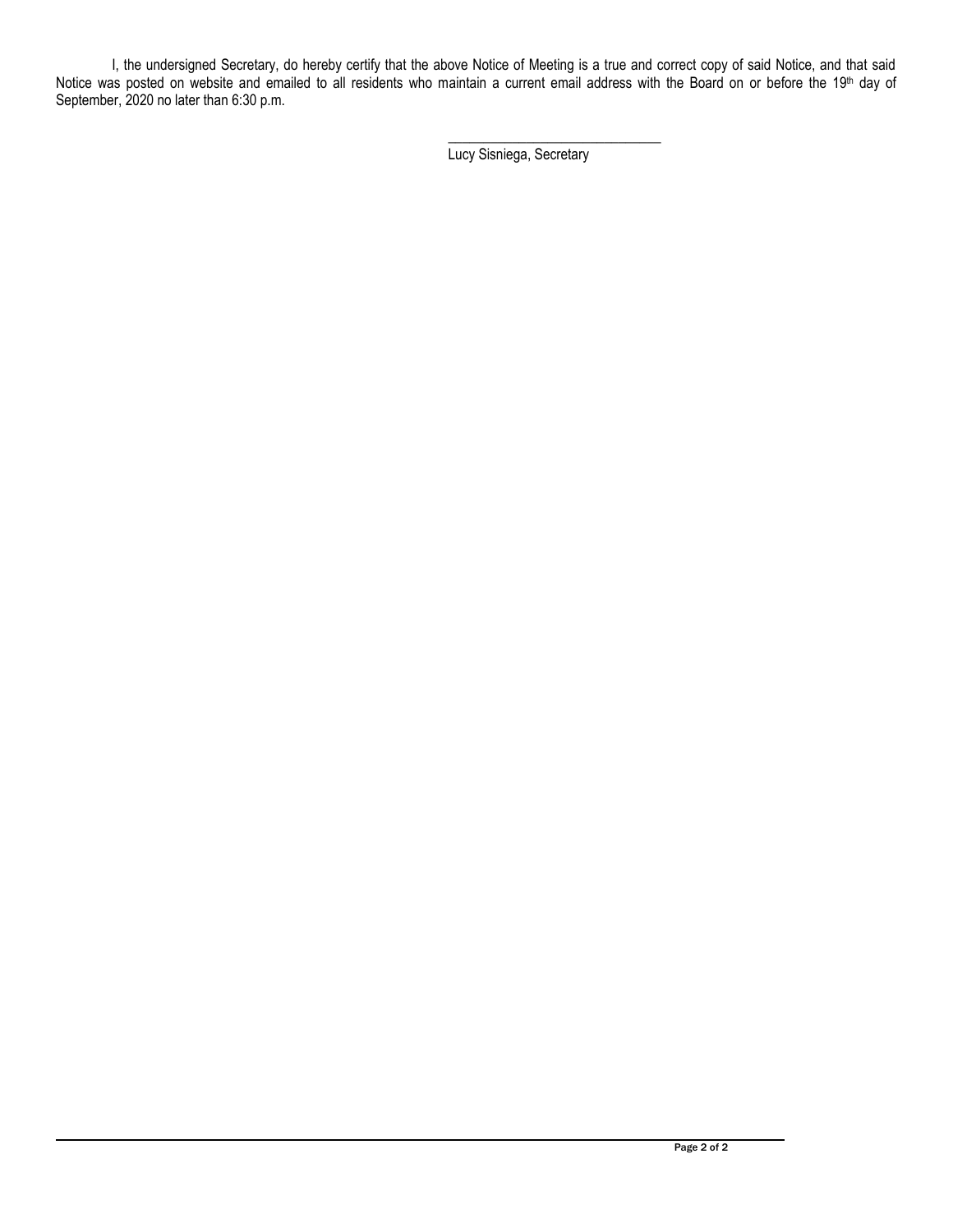I, the undersigned Secretary, do hereby certify that the above Notice of Meeting is a true and correct copy of said Notice, and that said Notice was posted on website and emailed to all residents who maintain a current email address with the Board on or before the 19th day of September, 2020 no later than 6:30 p.m.

\_\_\_\_\_\_\_\_\_\_\_\_\_\_\_\_\_\_\_\_\_\_\_\_\_\_\_\_\_\_

Lucy Sisniega, Secretary